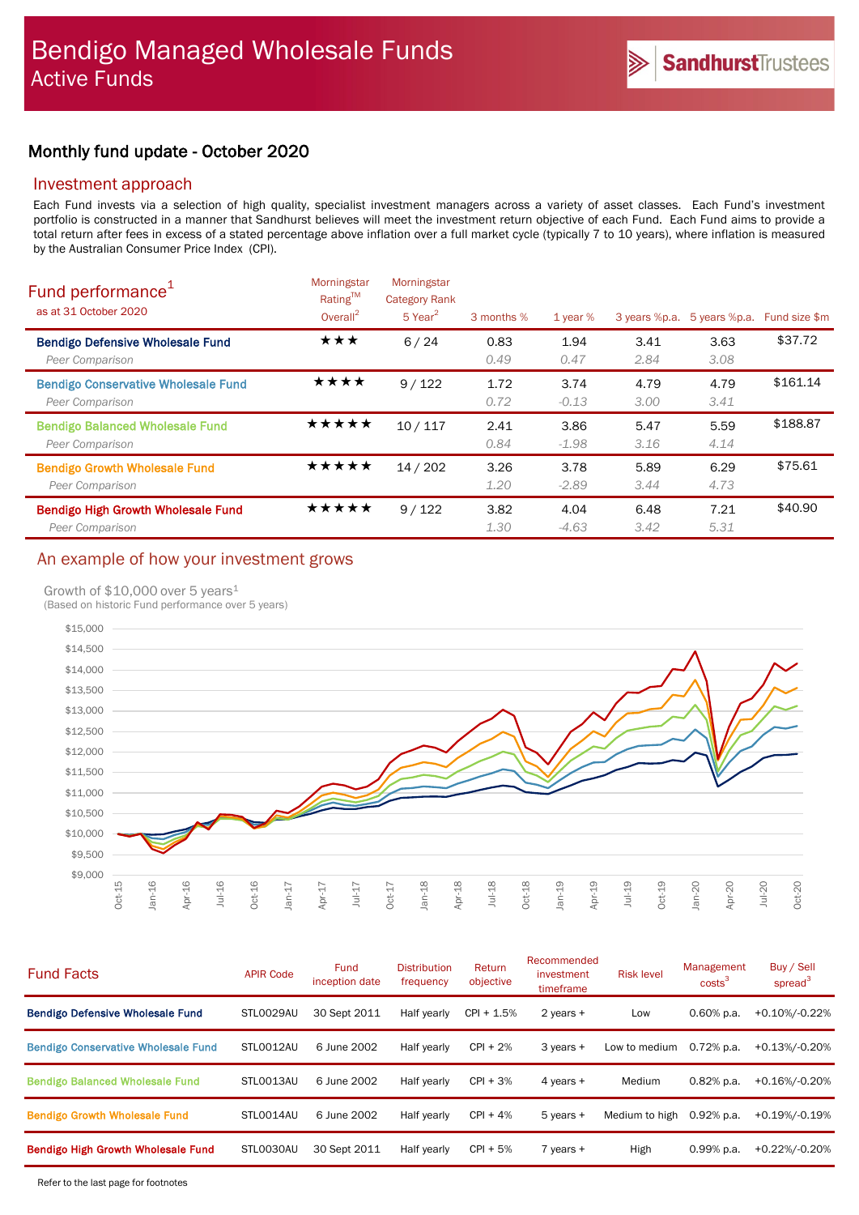# Bendigo Managed Wholesale Funds

## Active Funds

SandhurstTrustees

## Monthly fund update - October 2020

### Investment approach

Each Fund invests via a selection of high quality, specialist investment managers across a variety of asset classes. Each Fund's investment portfolio is constructed in a manner that Sandhurst believes will meet the investment return objective of each Fund. Each Fund aims to provide a total return after fees in excess of a stated percentage above inflation over a full market cycle (typically 7 to 10 years), where inflation is measured by the Australian Consumer Price Index (CPI).

### Fund performance[1]

as at 31 October 2020

| | Morningstar Rating™ Overall[2] | Morningstar Category Rank 5 Year[2] | 3 months % | 1 year % | 3 years %p.a. | 5 years %p.a. | Fund size $m |
|---|---|---|---|---|---|---|---|
| **Bendigo Defensive Wholesale Fund** | ★★★ | 6 / 24 | 0.83 | 1.94 | 3.41 | 3.63 | $37.72 |
| *Peer Comparison* | | | *0.49* | *0.47* | *2.84* | *3.08* | |
| **Bendigo Conservative Wholesale Fund** | ★★★★ | 9 / 122 | 1.72 | 3.74 | 4.79 | 4.79 | $161.14 |
| *Peer Comparison* | | | *0.72* | *-0.13* | *3.00* | *3.41* | |
| **Bendigo Balanced Wholesale Fund** | ★★★★★ | 10 / 117 | 2.41 | 3.86 | 5.47 | 5.59 | $188.87 |
| *Peer Comparison* | | | *0.84* | *-1.98* | *3.16* | *4.14* | |
| **Bendigo Growth Wholesale Fund** | ★★★★★ | 14 / 202 | 3.26 | 3.78 | 5.89 | 6.29 | $75.61 |
| *Peer Comparison* | | | *1.20* | *-2.89* | *3.44* | *4.73* | |
| **Bendigo High Growth Wholesale Fund** | ★★★★★ | 9 / 122 | 3.82 | 4.04 | 6.48 | 7.21 | $40.90 |
| *Peer Comparison* | | | *1.30* | *-4.63* | *3.42* | *5.31* | |

### An example of how your investment grows

Growth of $10,000 over 5 years[1]
(Based on historic Fund performance over 5 years)

### Fund Facts

| | APIR Code | Fund inception date | Distribution frequency | Return objective | Recommended investment timeframe | Risk level | Management costs[3] | Buy / Sell spread[3] |
|---|---|---|---|---|---|---|---|---|
| **Bendigo Defensive Wholesale Fund** | STL0029AU | 30 Sept 2011 | Half yearly | CPI + 1.5% | 2 years + | Low | 0.60% p.a. | +0.10%/-0.22% |
| **Bendigo Conservative Wholesale Fund** | STL0012AU | 6 June 2002 | Half yearly | CPI + 2% | 3 years + | Low to medium | 0.72% p.a. | +0.13%/-0.20% |
| **Bendigo Balanced Wholesale Fund** | STL0013AU | 6 June 2002 | Half yearly | CPI + 3% | 4 years + | Medium | 0.82% p.a. | +0.16%/-0.20% |
| **Bendigo Growth Wholesale Fund** | STL0014AU | 6 June 2002 | Half yearly | CPI + 4% | 5 years + | Medium to high | 0.92% p.a. | +0.19%/-0.19% |
| **Bendigo High Growth Wholesale Fund** | STL0030AU | 30 Sept 2011 | Half yearly | CPI + 5% | 7 years + | High | 0.99% p.a. | +0.22%/-0.20% |

Refer to the last page for footnotes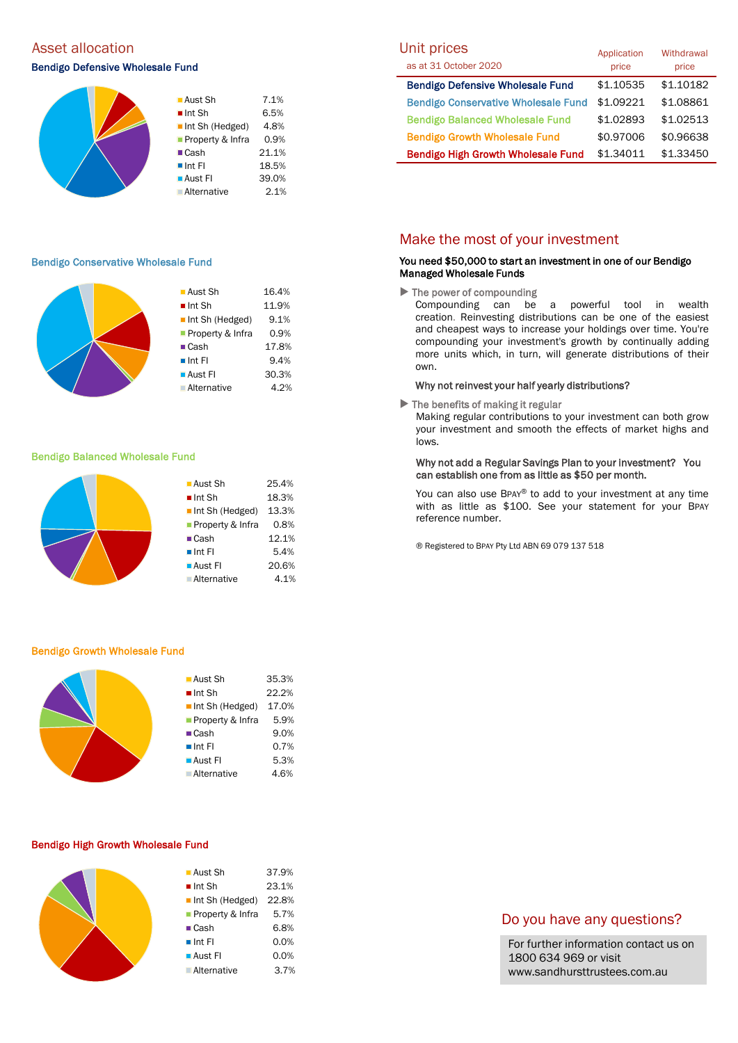## Asset allocation

### Bendigo Defensive Wholesale Fund

| Asset | % |
|---|---|
| Aust Sh | 7.1% |
| Int Sh | 6.5% |
| Int Sh (Hedged) | 4.8% |
| Property & Infra | 0.9% |
| Cash | 21.1% |
| Int FI | 18.5% |
| Aust FI | 39.0% |
| Alternative | 2.1% |

### Bendigo Conservative Wholesale Fund

| Asset | % |
|---|---|
| Aust Sh | 16.4% |
| Int Sh | 11.9% |
| Int Sh (Hedged) | 9.1% |
| Property & Infra | 0.9% |
| Cash | 17.8% |
| Int FI | 9.4% |
| Aust FI | 30.3% |
| Alternative | 4.2% |

### Bendigo Balanced Wholesale Fund

| Asset | % |
|---|---|
| Aust Sh | 25.4% |
| Int Sh | 18.3% |
| Int Sh (Hedged) | 13.3% |
| Property & Infra | 0.8% |
| Cash | 12.1% |
| Int FI | 5.4% |
| Aust FI | 20.6% |
| Alternative | 4.1% |

### Bendigo Growth Wholesale Fund

| Asset | % |
|---|---|
| Aust Sh | 35.3% |
| Int Sh | 22.2% |
| Int Sh (Hedged) | 17.0% |
| Property & Infra | 5.9% |
| Cash | 9.0% |
| Int FI | 0.7% |
| Aust FI | 5.3% |
| Alternative | 4.6% |

### Bendigo High Growth Wholesale Fund

| Asset | % |
|---|---|
| Aust Sh | 37.9% |
| Int Sh | 23.1% |
| Int Sh (Hedged) | 22.8% |
| Property & Infra | 5.7% |
| Cash | 6.8% |
| Int FI | 0.0% |
| Aust FI | 0.0% |
| Alternative | 3.7% |

## Unit prices

as at 31 October 2020

| | Application price | Withdrawal price |
|---|---|---|
| Bendigo Defensive Wholesale Fund | $1.10535 | $1.10182 |
| Bendigo Conservative Wholesale Fund | $1.09221 | $1.08861 |
| Bendigo Balanced Wholesale Fund | $1.02893 | $1.02513 |
| Bendigo Growth Wholesale Fund | $0.97006 | $0.96638 |
| Bendigo High Growth Wholesale Fund | $1.34011 | $1.33450 |

## Make the most of your investment

**You need $50,000 to start an investment in one of our Bendigo Managed Wholesale Funds**

▶ The power of compounding

Compounding can be a powerful tool in wealth creation. Reinvesting distributions can be one of the easiest and cheapest ways to increase your holdings over time. You're compounding your investment's growth by continually adding more units which, in turn, will generate distributions of their own.

**Why not reinvest your half yearly distributions?**

▶ The benefits of making it regular

Making regular contributions to your investment can both grow your investment and smooth the effects of market highs and lows.

**Why not add a Regular Savings Plan to your investment? You can establish one from as little as $50 per month.**

You can also use BPAY® to add to your investment at any time with as little as $100. See your statement for your BPAY reference number.

® Registered to BPAY Pty Ltd ABN 69 079 137 518

## Do you have any questions?

For further information contact us on 1800 634 969 or visit www.sandhursttrustees.com.au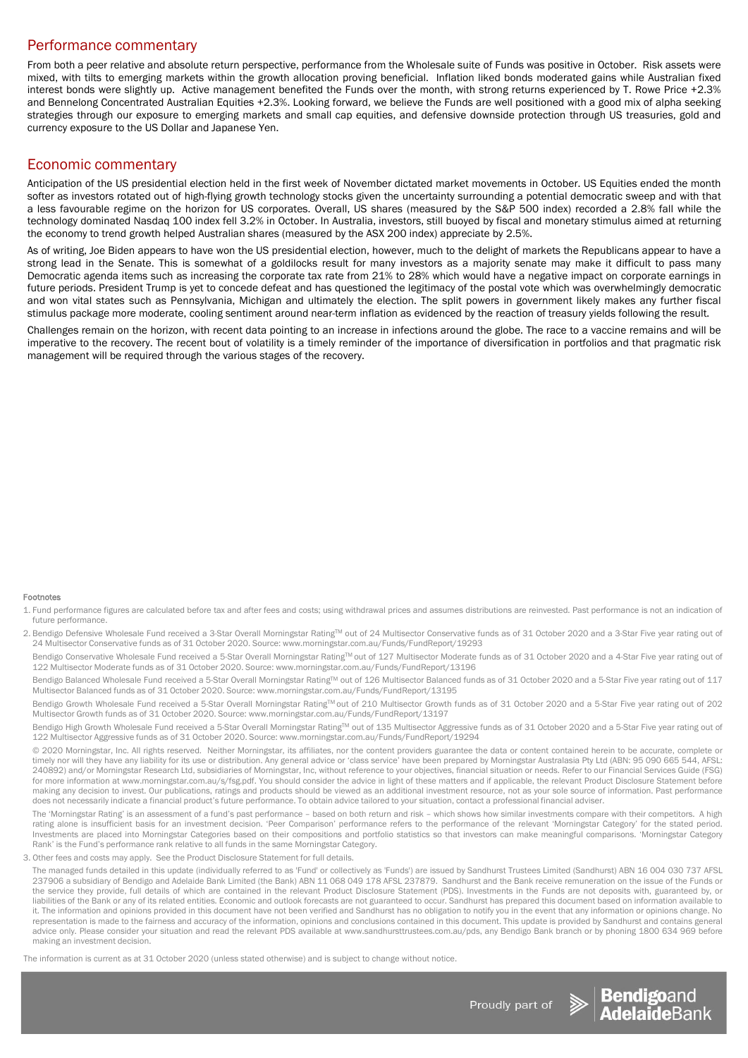## Performance commentary

From both a peer relative and absolute return perspective, performance from the Wholesale suite of Funds was positive in October. Risk assets were mixed, with tilts to emerging markets within the growth allocation proving beneficial. Inflation liked bonds moderated gains while Australian fixed interest bonds were slightly up. Active management benefited the Funds over the month, with strong returns experienced by T. Rowe Price +2.3% and Bennelong Concentrated Australian Equities +2.3%. Looking forward, we believe the Funds are well positioned with a good mix of alpha seeking strategies through our exposure to emerging markets and small cap equities, and defensive downside protection through US treasuries, gold and currency exposure to the US Dollar and Japanese Yen.

## Economic commentary

Anticipation of the US presidential election held in the first week of November dictated market movements in October. US Equities ended the month softer as investors rotated out of high-flying growth technology stocks given the uncertainty surrounding a potential democratic sweep and with that a less favourable regime on the horizon for US corporates. Overall, US shares (measured by the S&P 500 index) recorded a 2.8% fall while the technology dominated Nasdaq 100 index fell 3.2% in October. In Australia, investors, still buoyed by fiscal and monetary stimulus aimed at returning the economy to trend growth helped Australian shares (measured by the ASX 200 index) appreciate by 2.5%.

As of writing, Joe Biden appears to have won the US presidential election, however, much to the delight of markets the Republicans appear to have a strong lead in the Senate. This is somewhat of a goldilocks result for many investors as a majority senate may make it difficult to pass many Democratic agenda items such as increasing the corporate tax rate from 21% to 28% which would have a negative impact on corporate earnings in future periods. President Trump is yet to concede defeat and has questioned the legitimacy of the postal vote which was overwhelmingly democratic and won vital states such as Pennsylvania, Michigan and ultimately the election. The split powers in government likely makes any further fiscal stimulus package more moderate, cooling sentiment around near-term inflation as evidenced by the reaction of treasury yields following the result.

Challenges remain on the horizon, with recent data pointing to an increase in infections around the globe. The race to a vaccine remains and will be imperative to the recovery. The recent bout of volatility is a timely reminder of the importance of diversification in portfolios and that pragmatic risk management will be required through the various stages of the recovery.

#### Footnotes

1. Fund performance figures are calculated before tax and after fees and costs; using withdrawal prices and assumes distributions are reinvested. Past performance is not an indication of future performance.
2. Bendigo Defensive Wholesale Fund received a 3-Star Overall Morningstar Rating™ out of 24 Multisector Conservative funds as of 31 October 2020 and a 3-Star Five year rating out of 24 Multisector Conservative funds as of 31 October 2020. Source: www.morningstar.com.au/Funds/FundReport/19293

   Bendigo Conservative Wholesale Fund received a 5-Star Overall Morningstar Rating™ out of 127 Multisector Moderate funds as of 31 October 2020 and a 4-Star Five year rating out of 122 Multisector Moderate funds as of 31 October 2020. Source: www.morningstar.com.au/Funds/FundReport/13196

   Bendigo Balanced Wholesale Fund received a 5-Star Overall Morningstar Rating™ out of 126 Multisector Balanced funds as of 31 October 2020 and a 5-Star Five year rating out of 117 Multisector Balanced funds as of 31 October 2020. Source: www.morningstar.com.au/Funds/FundReport/13195

   Bendigo Growth Wholesale Fund received a 5-Star Overall Morningstar Rating™ out of 210 Multisector Growth funds as of 31 October 2020 and a 5-Star Five year rating out of 202 Multisector Growth funds as of 31 October 2020. Source: www.morningstar.com.au/Funds/FundReport/13197

   Bendigo High Growth Wholesale Fund received a 5-Star Overall Morningstar Rating™ out of 135 Multisector Aggressive funds as of 31 October 2020 and a 5-Star Five year rating out of 122 Multisector Aggressive funds as of 31 October 2020. Source: www.morningstar.com.au/Funds/FundReport/19294

   © 2020 Morningstar, Inc. All rights reserved. Neither Morningstar, its affiliates, nor the content providers guarantee the data or content contained herein to be accurate, complete or timely nor will they have any liability for its use or distribution. Any general advice or 'class service' have been prepared by Morningstar Australasia Pty Ltd (ABN: 95 090 665 544, AFSL: 240892) and/or Morningstar Research Ltd, subsidiaries of Morningstar, Inc, without reference to your objectives, financial situation or needs. Refer to our Financial Services Guide (FSG) for more information at www.morningstar.com.au/s/fsg.pdf. You should consider the advice in light of these matters and if applicable, the relevant Product Disclosure Statement before making any decision to invest. Our publications, ratings and products should be viewed as an additional investment resource, not as your sole source of information. Past performance does not necessarily indicate a financial product's future performance. To obtain advice tailored to your situation, contact a professional financial adviser.

   The 'Morningstar Rating' is an assessment of a fund's past performance – based on both return and risk – which shows how similar investments compare with their competitors. A high rating alone is insufficient basis for an investment decision. 'Peer Comparison' performance refers to the performance of the relevant 'Morningstar Category' for the stated period. Investments are placed into Morningstar Categories based on their compositions and portfolio statistics so that investors can make meaningful comparisons. 'Morningstar Category Rank' is the Fund's performance rank relative to all funds in the same Morningstar Category.
3. Other fees and costs may apply. See the Product Disclosure Statement for full details.

   The managed funds detailed in this update (individually referred to as 'Fund' or collectively as 'Funds') are issued by Sandhurst Trustees Limited (Sandhurst) ABN 16 004 030 737 AFSL 237906 a subsidiary of Bendigo and Adelaide Bank Limited (the Bank) ABN 11 068 049 178 AFSL 237879. Sandhurst and the Bank receive remuneration on the issue of the Funds or the service they provide, full details of which are contained in the relevant Product Disclosure Statement (PDS). Investments in the Funds are not deposits with, guaranteed by, or liabilities of the Bank or any of its related entities. Economic and outlook forecasts are not guaranteed to occur. Sandhurst has prepared this document based on information available to it. The information and opinions provided in this document have not been verified and Sandhurst has no obligation to notify you in the event that any information or opinions change. No representation is made to the fairness and accuracy of the information, opinions and conclusions contained in this document. This update is provided by Sandhurst and contains general advice only. Please consider your situation and read the relevant PDS available at www.sandhursttrustees.com.au/pds, any Bendigo Bank branch or by phoning 1800 634 969 before making an investment decision.

The information is current as at 31 October 2020 (unless stated otherwise) and is subject to change without notice.

Proudly part of Bendigo and Adelaide Bank